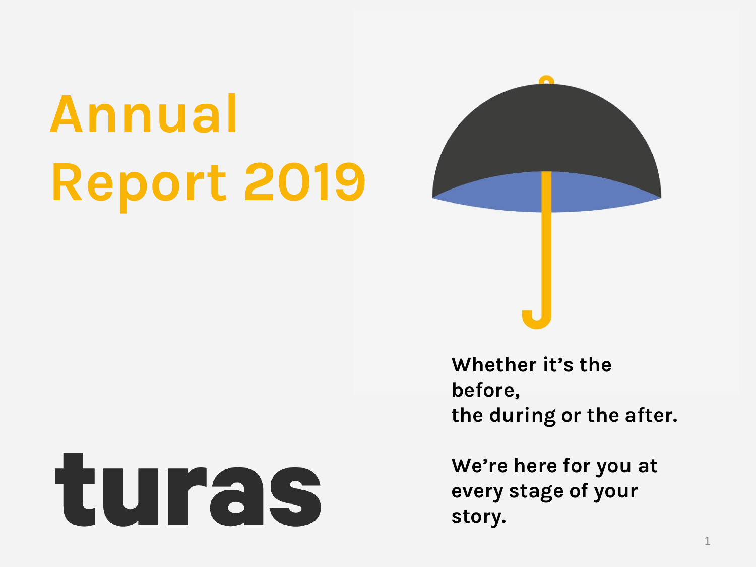# Annual Report 2019

**turas**

**Whether it's the before, the during or the after.**

**We're here for you at every stage of your story.**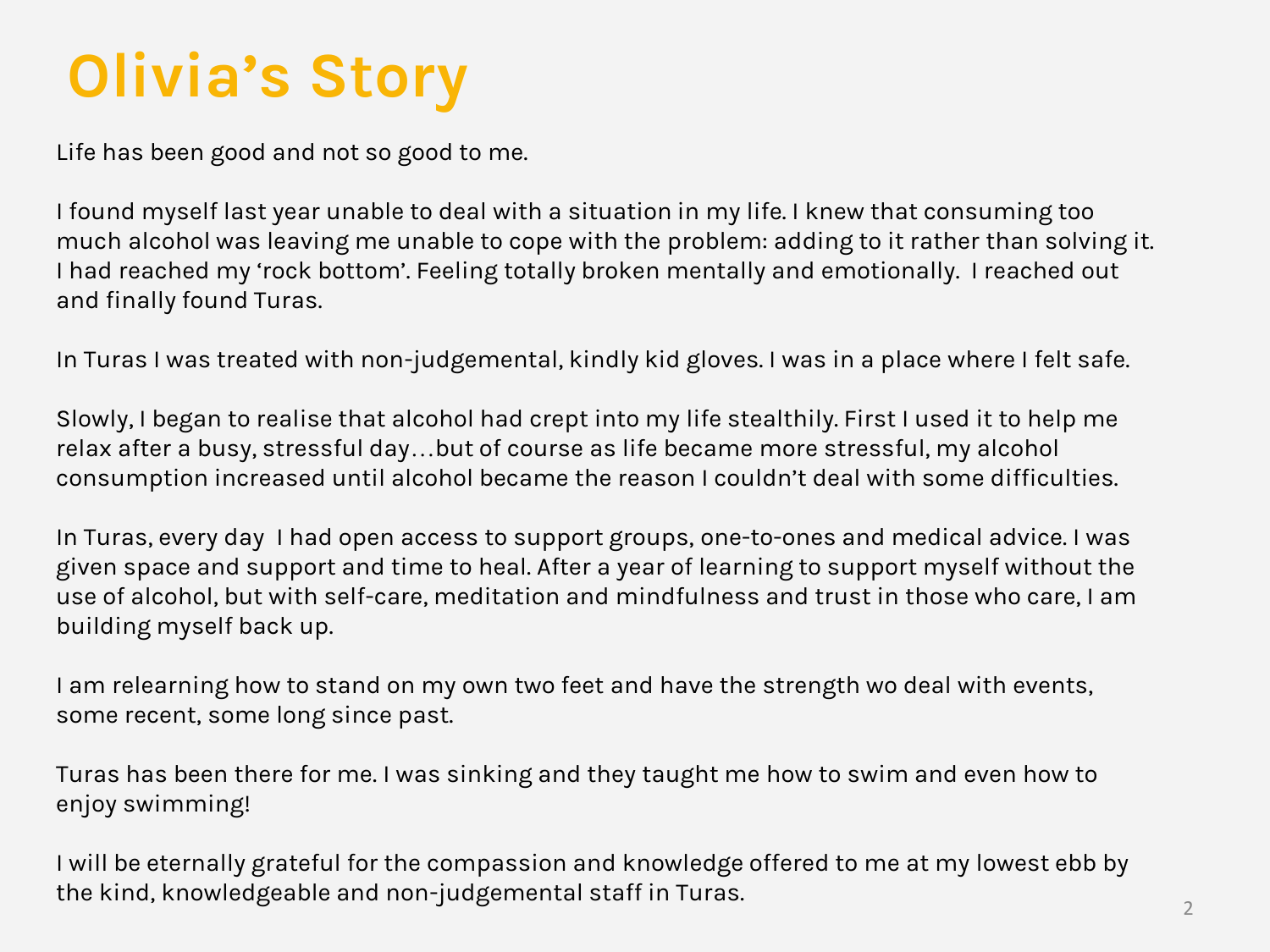# Olivia's Story

Life has been good and not so good to me.

I found myself last year unable to deal with a situation in my life. I knew that consuming too much alcohol was leaving me unable to cope with the problem: adding to it rather than solving it. I had reached my 'rock bottom'. Feeling totally broken mentally and emotionally.  I reached out and finally found Turas.

In Turas I was treated with non-judgemental, kindly kid gloves. I was in a place where I felt safe.

Slowly, I began to realise that alcohol had crept into my life stealthily. First I used it to help me relax after a busy, stressful day…but of course as life became more stressful, my alcohol consumption increased until alcohol became the reason I couldn't deal with some difficulties.

In Turas, every day  I had open access to support groups, one-to-ones and medical advice. I was given space and support and time to heal. After a year of learning to support myself without the use of alcohol, but with self-care, meditation and mindfulness and trust in those who care, I am building myself back up.

I am relearning how to stand on my own two feet and have the strength wo deal with events, some recent, some long since past.

Turas has been there for me. I was sinking and they taught me how to swim and even how to enjoy swimming!

I will be eternally grateful for the compassion and knowledge offered to me at my lowest ebb by the kind, knowledgeable and non-judgemental staff in Turas.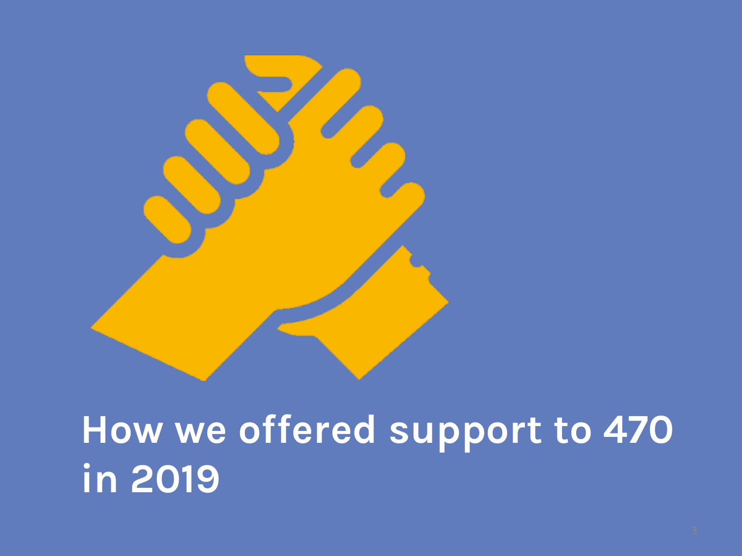# How we offered support to 470 in 2019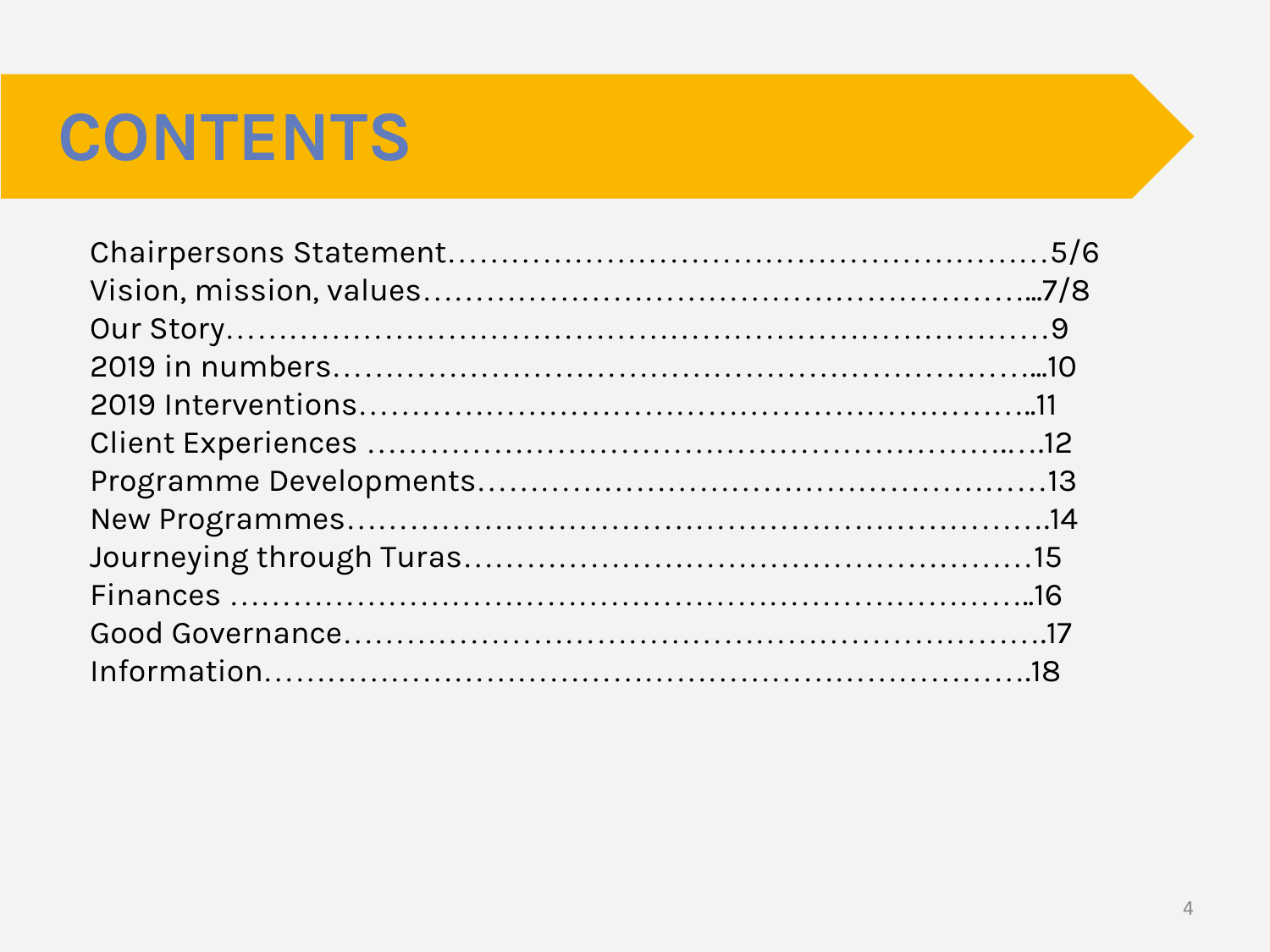# CONTENTS

Chairpersons Statement.........................................................5/6
Vision, mission, values.......................................................7/8
Our Story.....................................................................9
2019 in numbers...............................................................10
2019 Interventions............................................................11
Client Experiences ...........................................................12
Programme Developments.......................................................13
New Programmes...............................................................14
Journeying through Turas......................................................15
Finances .....................................................................16
Good Governance..............................................................17
Information...................................................................18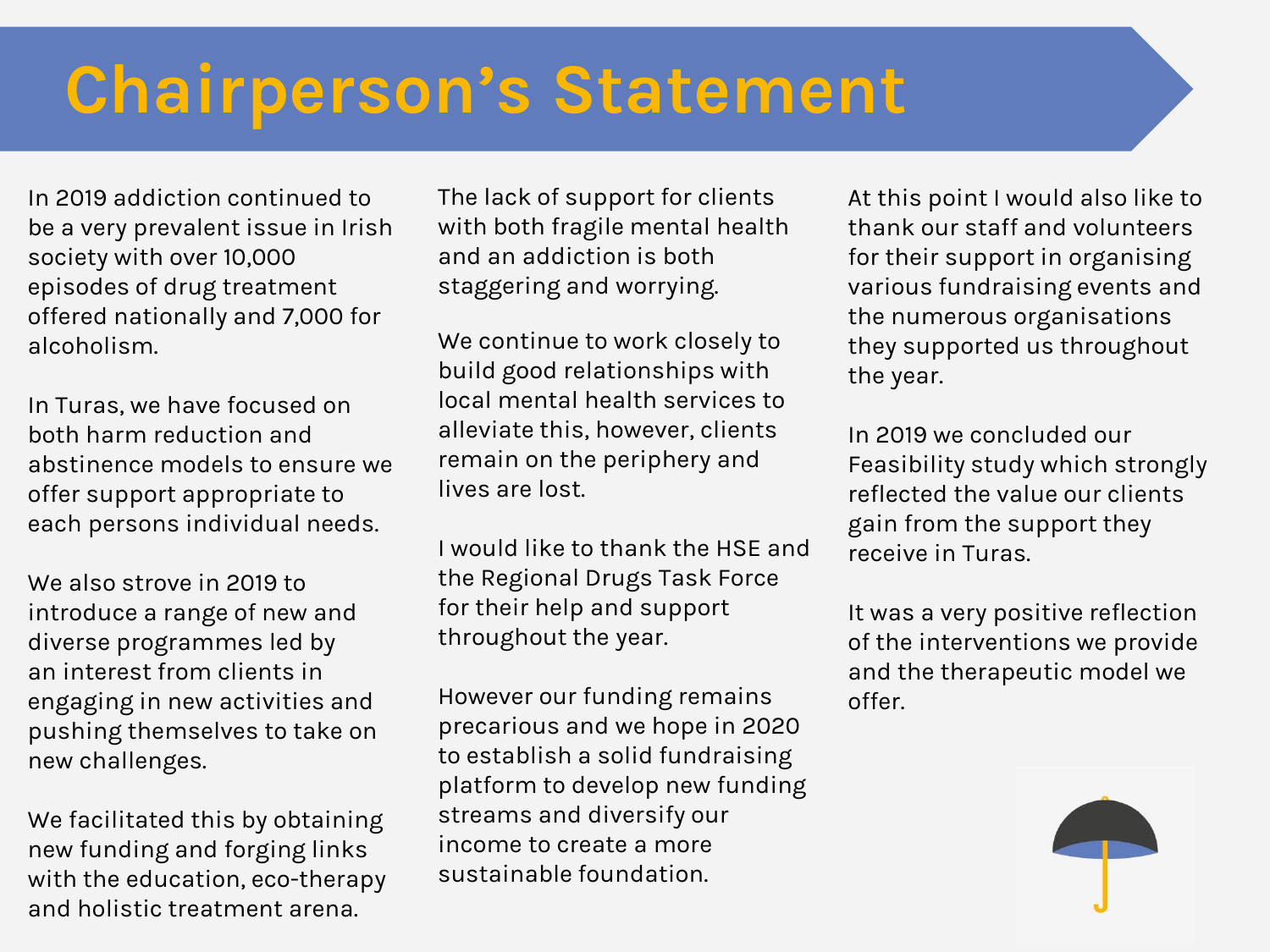# Chairperson's Statement

In 2019 addiction continued to be a very prevalent issue in Irish society with over 10,000 episodes of drug treatment offered nationally and 7,000 for alcoholism.

In Turas, we have focused on both harm reduction and abstinence models to ensure we offer support appropriate to each persons individual needs.

We also strove in 2019 to introduce a range of new and diverse programmes led by an interest from clients in engaging in new activities and pushing themselves to take on new challenges.

We facilitated this by obtaining new funding and forging links with the education, eco-therapy and holistic treatment arena.

The lack of support for clients with both fragile mental health and an addiction is both staggering and worrying.

We continue to work closely to build good relationships with local mental health services to alleviate this, however, clients remain on the periphery and lives are lost.

I would like to thank the HSE and the Regional Drugs Task Force for their help and support throughout the year.

However our funding remains precarious and we hope in 2020 to establish a solid fundraising platform to develop new funding streams and diversify our income to create a more sustainable foundation.

At this point I would also like to thank our staff and volunteers for their support in organising various fundraising events and the numerous organisations they supported us throughout the year.

In 2019 we concluded our Feasibility study which strongly reflected the value our clients gain from the support they receive in Turas.

It was a very positive reflection of the interventions we provide and the therapeutic model we offer.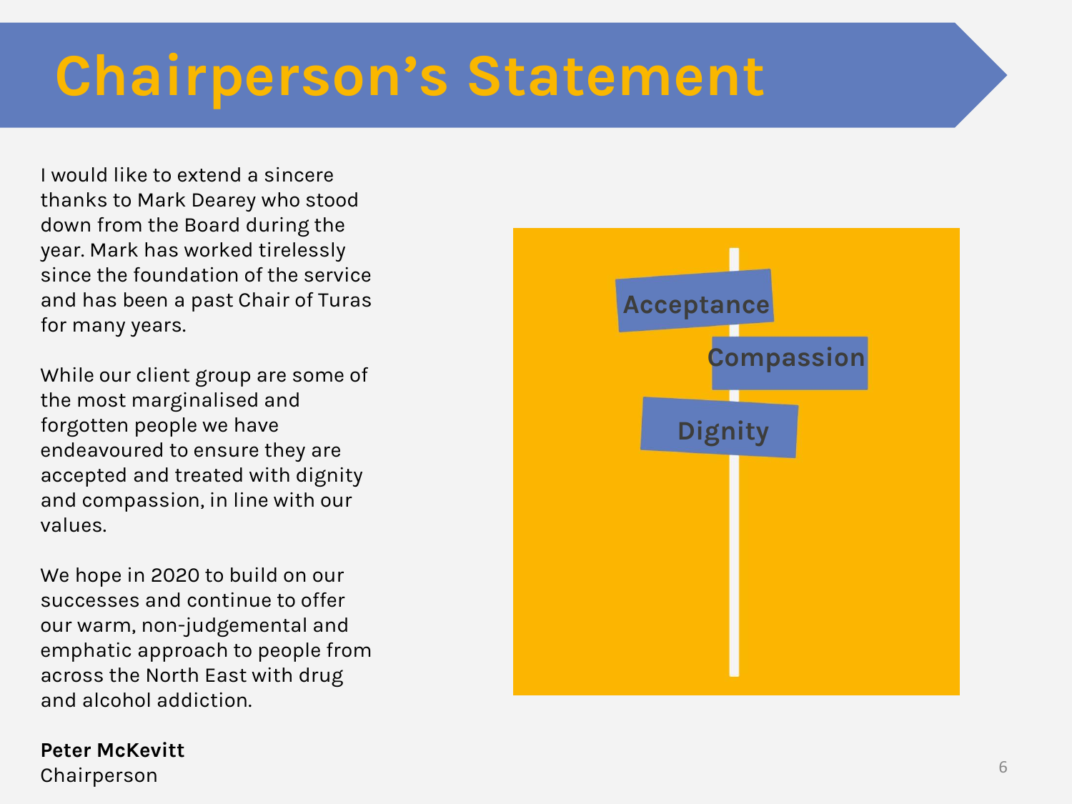# Chairperson’s Statement

I would like to extend a sincere thanks to Mark Dearey who stood down from the Board during the year. Mark has worked tirelessly since the foundation of the service and has been a past Chair of Turas for many years.

While our client group are some of the most marginalised and forgotten people we have endeavoured to ensure they are accepted and treated with dignity and compassion, in line with our values.

We hope in 2020 to build on our successes and continue to offer our warm, non-judgemental and emphatic approach to people from across the North East with drug and alcohol addiction.

Acceptance

Compassion

Dignity

**Peter McKevitt**
Chairperson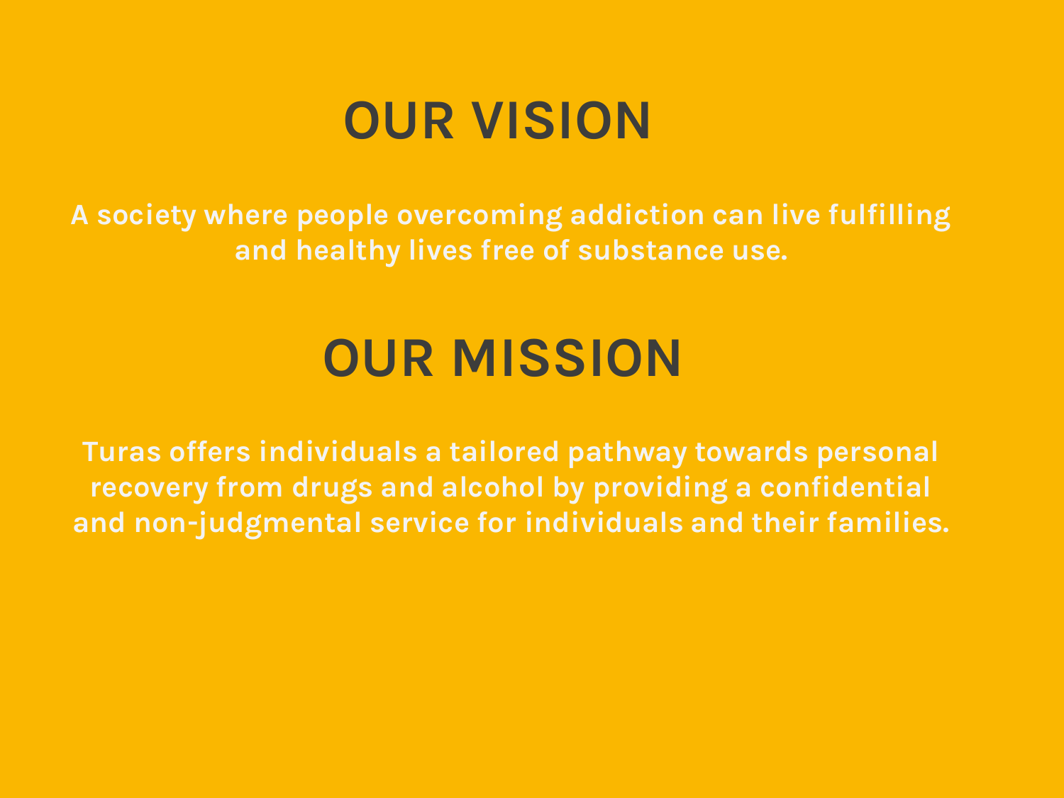# OUR VISION

A society where people overcoming addiction can live fulfilling and healthy lives free of substance use.

# OUR MISSION

Turas offers individuals a tailored pathway towards personal recovery from drugs and alcohol by providing a confidential and non-judgmental service for individuals and their families.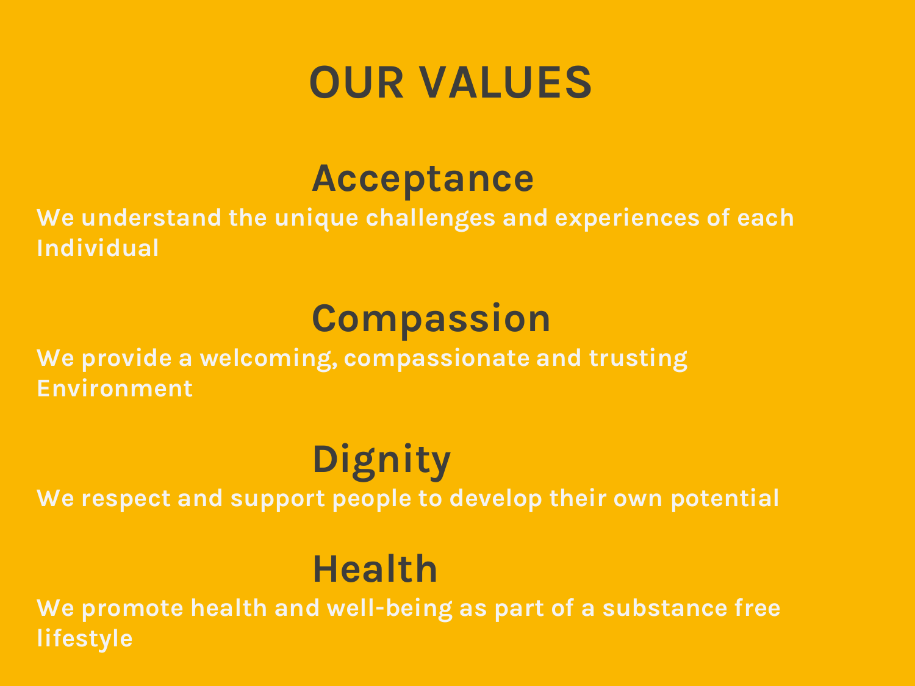# OUR VALUES

## Acceptance

We understand the unique challenges and experiences of each Individual

## Compassion

We provide a welcoming, compassionate and trusting Environment

## Dignity

We respect and support people to develop their own potential

## Health

We promote health and well-being as part of a substance free lifestyle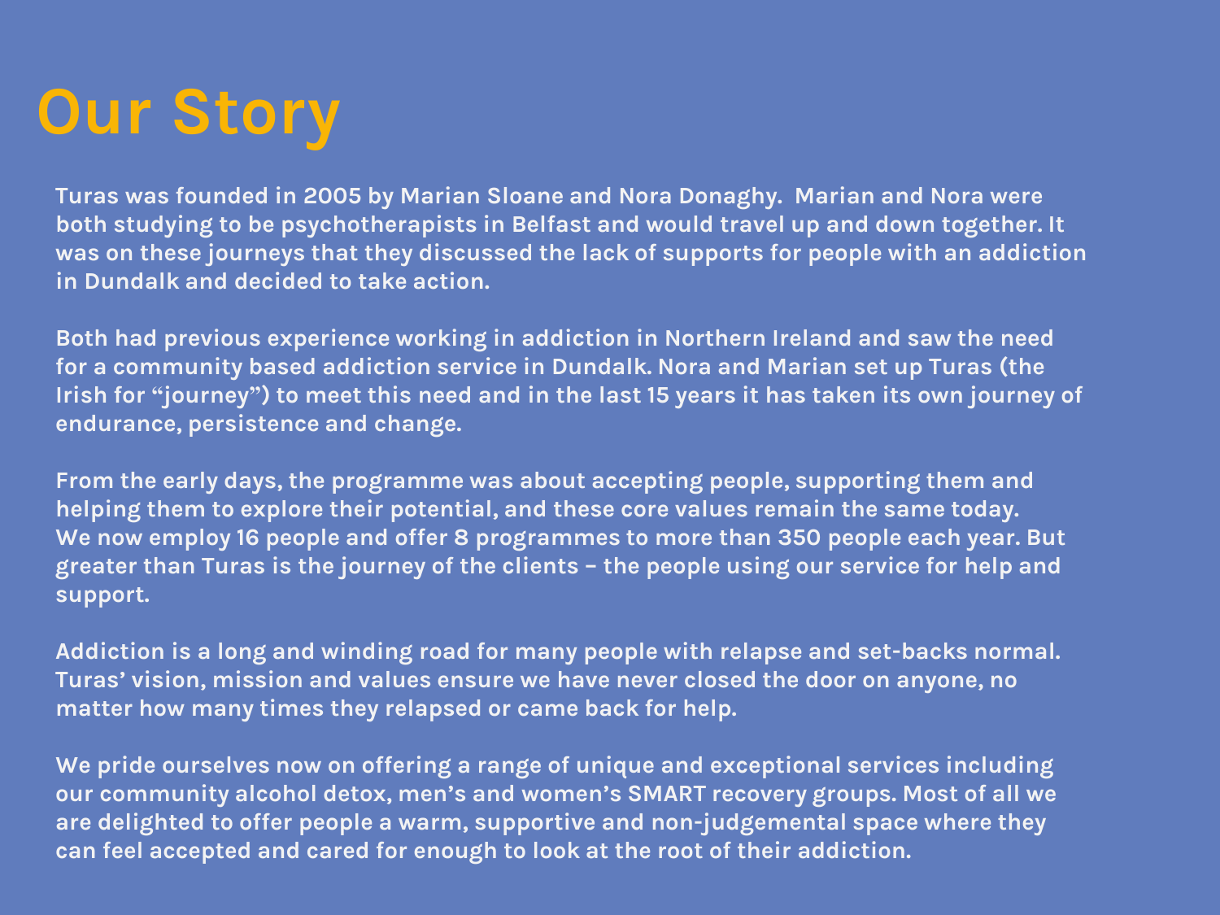# Our Story

Turas was founded in 2005 by Marian Sloane and Nora Donaghy. Marian and Nora were both studying to be psychotherapists in Belfast and would travel up and down together. It was on these journeys that they discussed the lack of supports for people with an addiction in Dundalk and decided to take action.

Both had previous experience working in addiction in Northern Ireland and saw the need for a community based addiction service in Dundalk. Nora and Marian set up Turas (the Irish for "journey") to meet this need and in the last 15 years it has taken its own journey of endurance, persistence and change.

From the early days, the programme was about accepting people, supporting them and helping them to explore their potential, and these core values remain the same today. We now employ 16 people and offer 8 programmes to more than 350 people each year. But greater than Turas is the journey of the clients – the people using our service for help and support.

Addiction is a long and winding road for many people with relapse and set-backs normal. Turas' vision, mission and values ensure we have never closed the door on anyone, no matter how many times they relapsed or came back for help.

We pride ourselves now on offering a range of unique and exceptional services including our community alcohol detox, men's and women's SMART recovery groups. Most of all we are delighted to offer people a warm, supportive and non-judgemental space where they can feel accepted and cared for enough to look at the root of their addiction.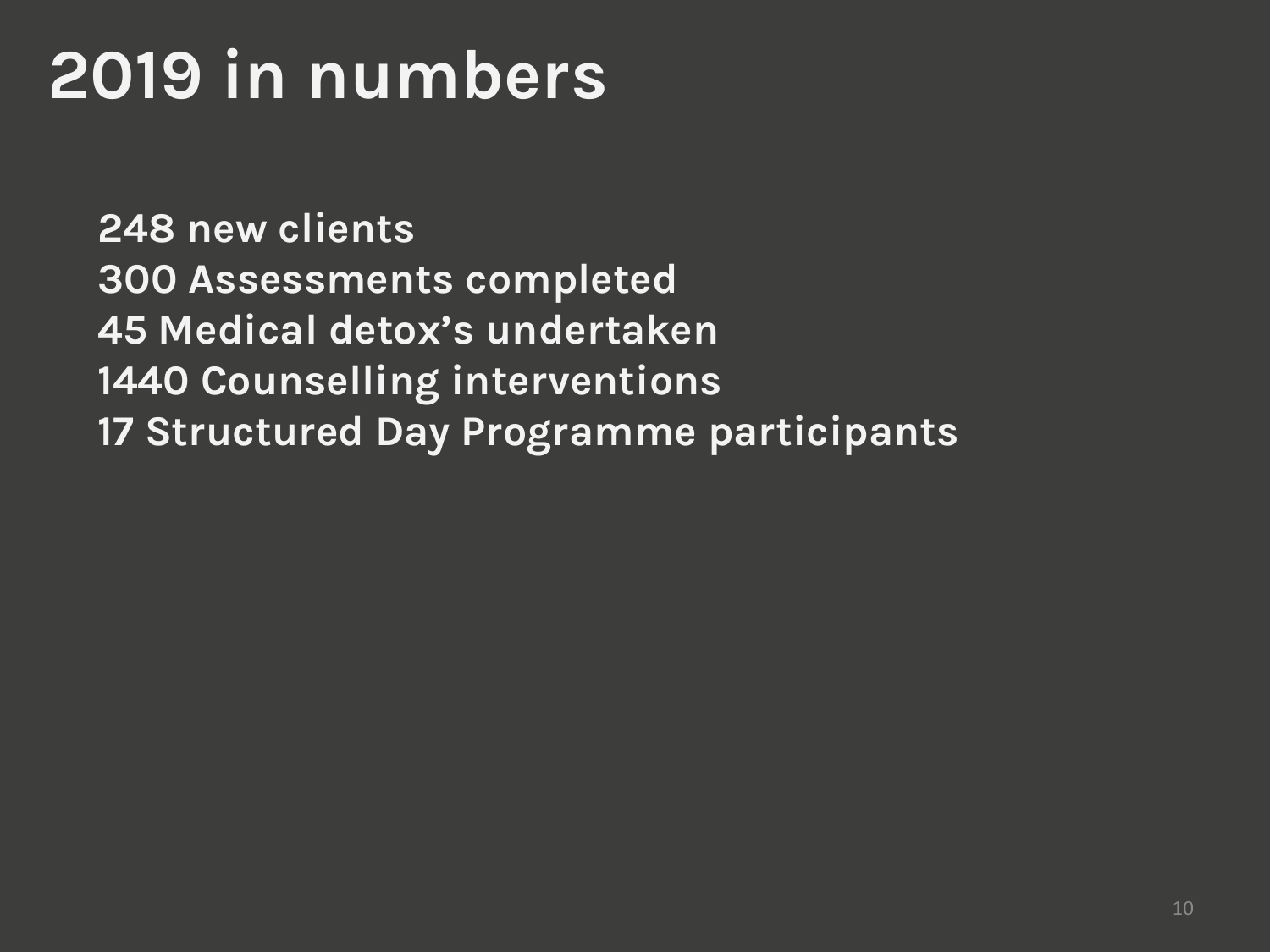# 2019 in numbers

**248 new clients**
**300 Assessments completed**
**45 Medical detox's undertaken**
**1440 Counselling interventions**
**17 Structured Day Programme participants**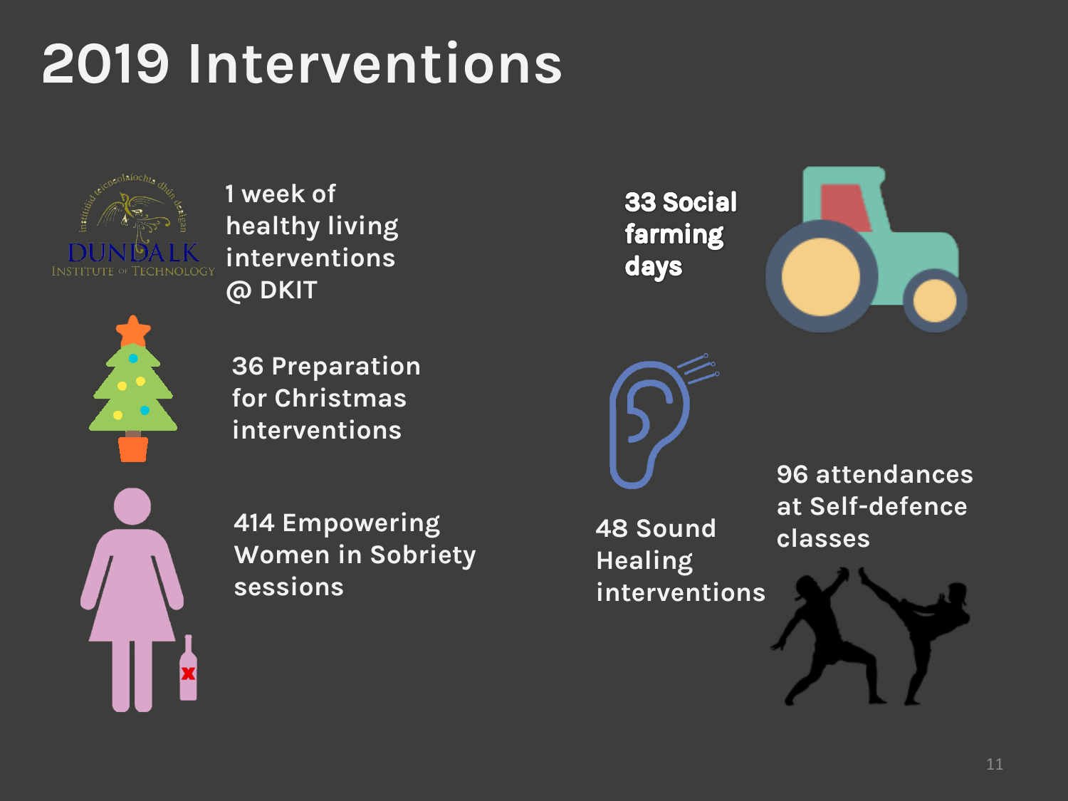# 2019 Interventions

- 1 week of healthy living interventions @ DKIT
- 36 Preparation for Christmas interventions
- 414 Empowering Women in Sobriety sessions
- **33 Social farming days**
- 48 Sound Healing interventions
- 96 attendances at Self-defence classes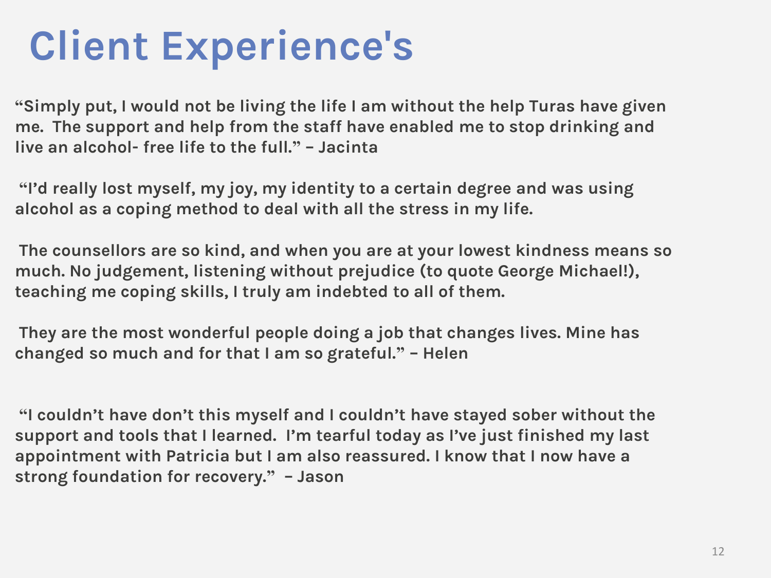# Client Experience's

**“Simply put, I would not be living the life I am without the help Turas have given me. The support and help from the staff have enabled me to stop drinking and live an alcohol- free life to the full.” – Jacinta**

**“I’d really lost myself, my joy, my identity to a certain degree and was using alcohol as a coping method to deal with all the stress in my life.**

**The counsellors are so kind, and when you are at your lowest kindness means so much. No judgement, listening without prejudice (to quote George Michael!), teaching me coping skills, I truly am indebted to all of them.**

**They are the most wonderful people doing a job that changes lives. Mine has changed so much and for that I am so grateful.” – Helen**

**“I couldn’t have don’t this myself and I couldn’t have stayed sober without the support and tools that I learned. I’m tearful today as I’ve just finished my last appointment with Patricia but I am also reassured. I know that I now have a strong foundation for recovery.” – Jason**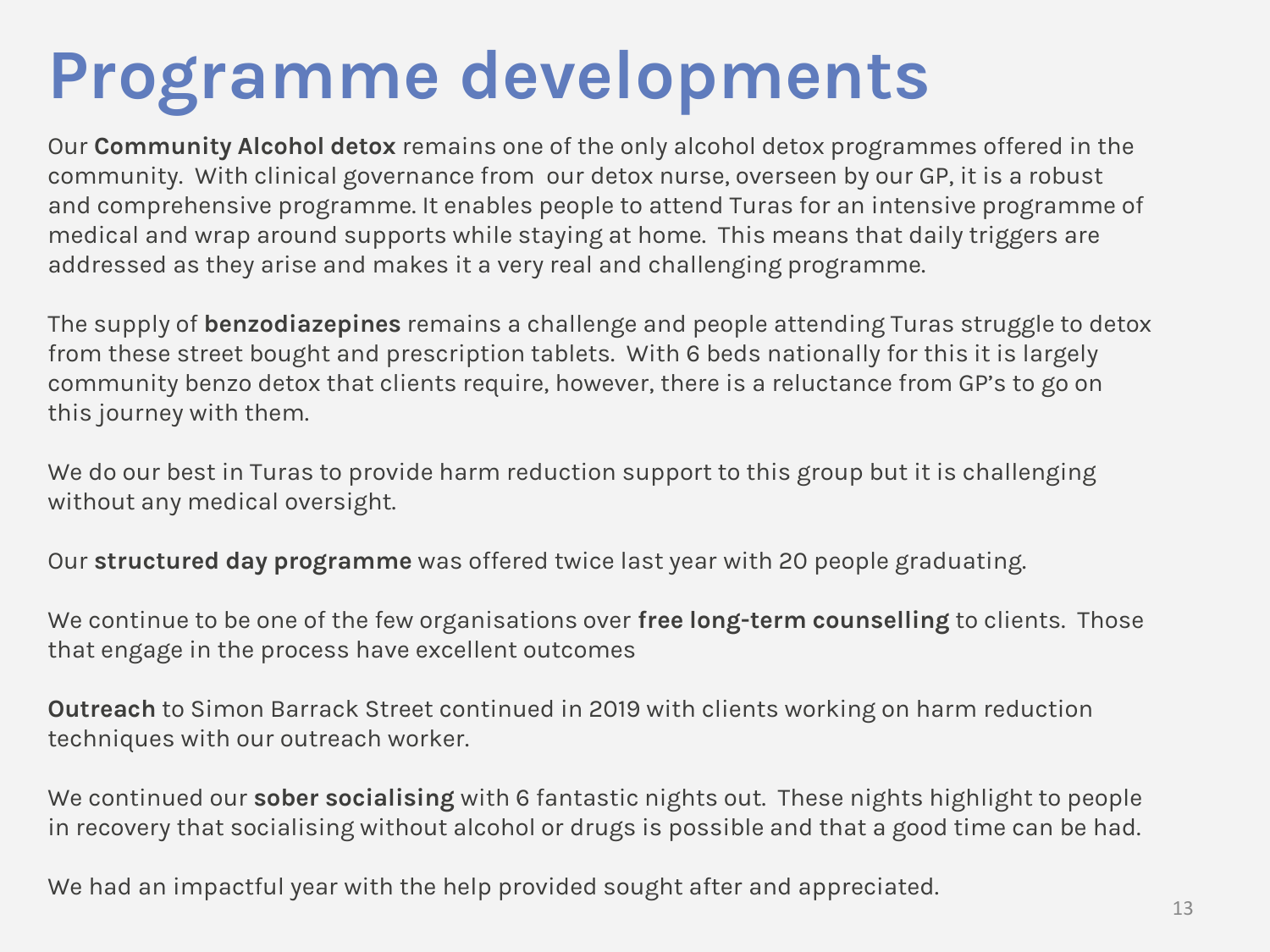# Programme developments

Our **Community Alcohol detox** remains one of the only alcohol detox programmes offered in the community. With clinical governance from our detox nurse, overseen by our GP, it is a robust and comprehensive programme. It enables people to attend Turas for an intensive programme of medical and wrap around supports while staying at home. This means that daily triggers are addressed as they arise and makes it a very real and challenging programme.

The supply of **benzodiazepines** remains a challenge and people attending Turas struggle to detox from these street bought and prescription tablets. With 6 beds nationally for this it is largely community benzo detox that clients require, however, there is a reluctance from GP's to go on this journey with them.

We do our best in Turas to provide harm reduction support to this group but it is challenging without any medical oversight.

Our **structured day programme** was offered twice last year with 20 people graduating.

We continue to be one of the few organisations over **free long-term counselling** to clients. Those that engage in the process have excellent outcomes

**Outreach** to Simon Barrack Street continued in 2019 with clients working on harm reduction techniques with our outreach worker.

We continued our **sober socialising** with 6 fantastic nights out. These nights highlight to people in recovery that socialising without alcohol or drugs is possible and that a good time can be had.

We had an impactful year with the help provided sought after and appreciated.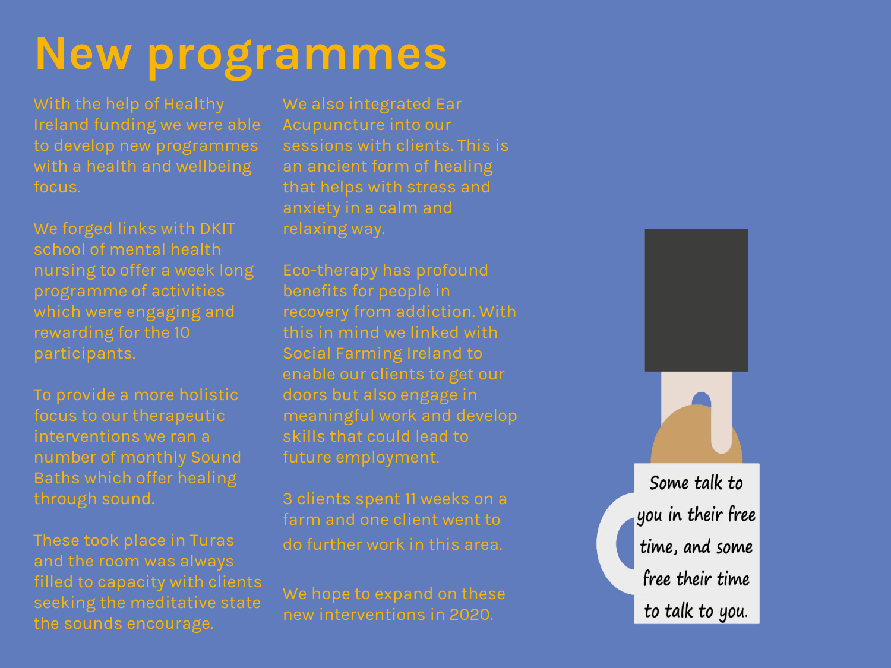# New programmes

With the help of Healthy Ireland funding we were able to develop new programmes with a health and wellbeing focus.

We forged links with DKIT school of mental health nursing to offer a week long programme of activities which were engaging and rewarding for the 10 participants.

To provide a more holistic focus to our therapeutic interventions we ran a number of monthly Sound Baths which offer healing through sound.

These took place in Turas and the room was always filled to capacity with clients seeking the meditative state the sounds encourage.

We also integrated Ear Acupuncture into our sessions with clients. This is an ancient form of healing that helps with stress and anxiety in a calm and relaxing way.

Eco-therapy has profound benefits for people in recovery from addiction. With this in mind we linked with Social Farming Ireland to enable our clients to get our doors but also engage in meaningful work and develop skills that could lead to future employment.

3 clients spent 11 weeks on a farm and one client went to do further work in this area.

We hope to expand on these new interventions in 2020.

Some talk to you in their free time, and some free their time to talk to you.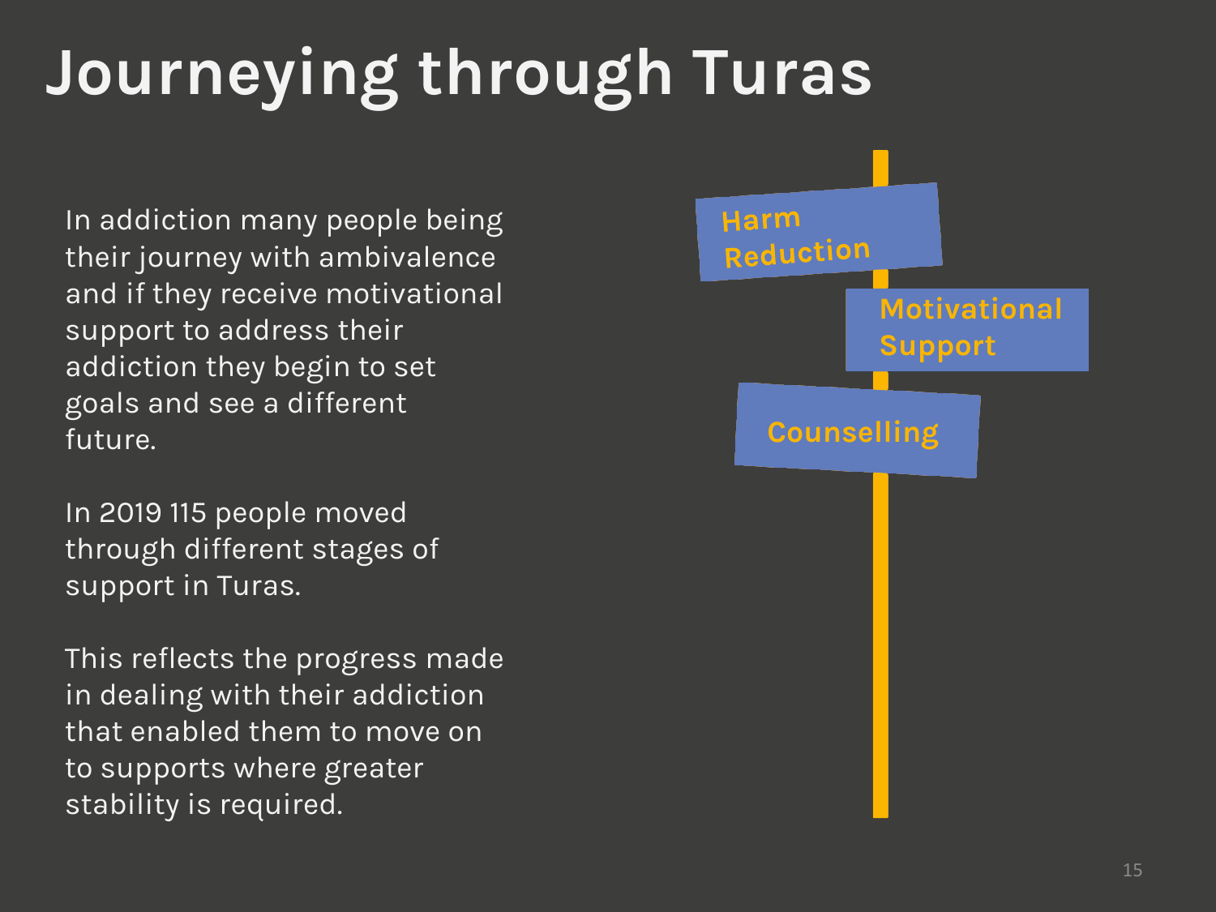# Journeying through Turas

In addiction many people being their journey with ambivalence and if they receive motivational support to address their addiction they begin to set goals and see a different future.

In 2019 115 people moved through different stages of support in Turas.

This reflects the progress made in dealing with their addiction that enabled them to move on to supports where greater stability is required.

Harm Reduction

Motivational Support

Counselling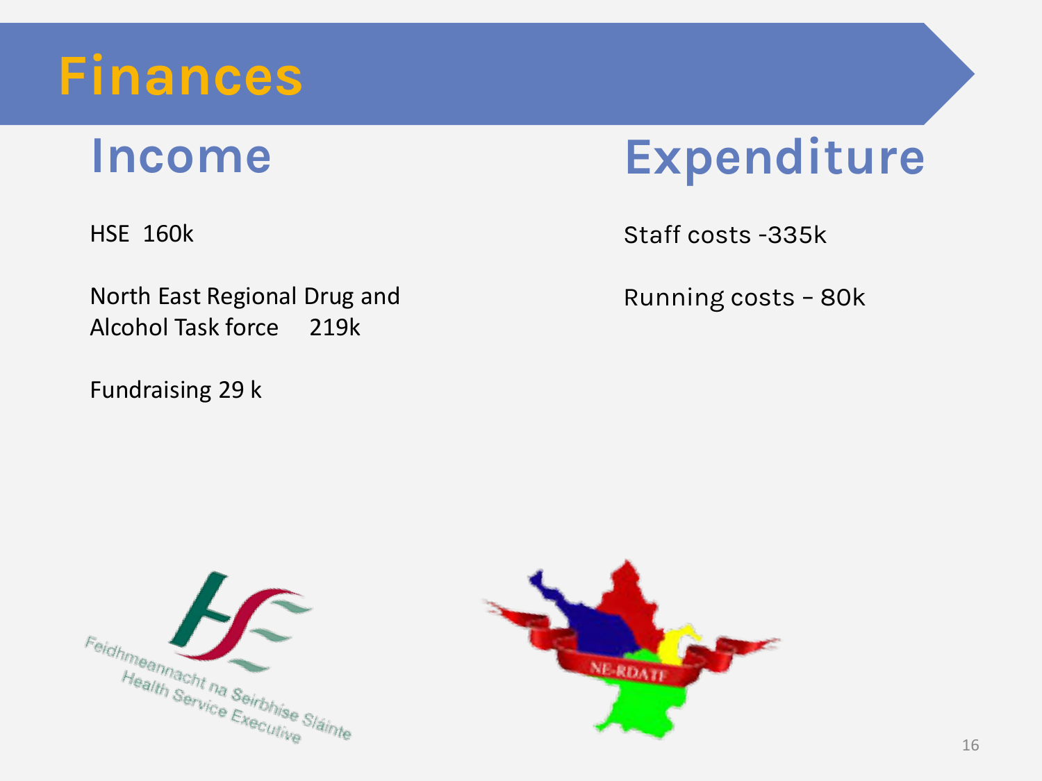# Finances

## Income

HSE 160k

North East Regional Drug and Alcohol Task force 219k

Fundraising 29 k

## Expenditure

Staff costs -335k

Running costs – 80k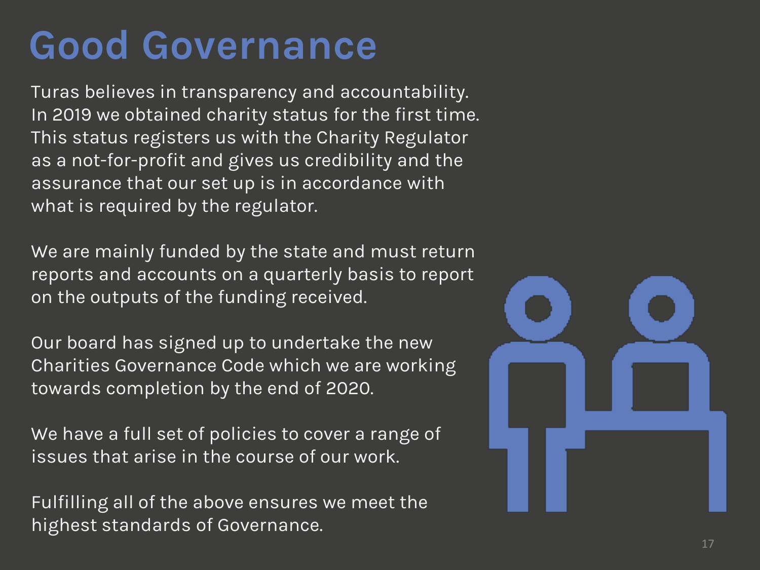# Good Governance

Turas believes in transparency and accountability. In 2019 we obtained charity status for the first time. This status registers us with the Charity Regulator as a not-for-profit and gives us credibility and the assurance that our set up is in accordance with what is required by the regulator.

We are mainly funded by the state and must return reports and accounts on a quarterly basis to report on the outputs of the funding received.

Our board has signed up to undertake the new Charities Governance Code which we are working towards completion by the end of 2020.

We have a full set of policies to cover a range of issues that arise in the course of our work.

Fulfilling all of the above ensures we meet the highest standards of Governance.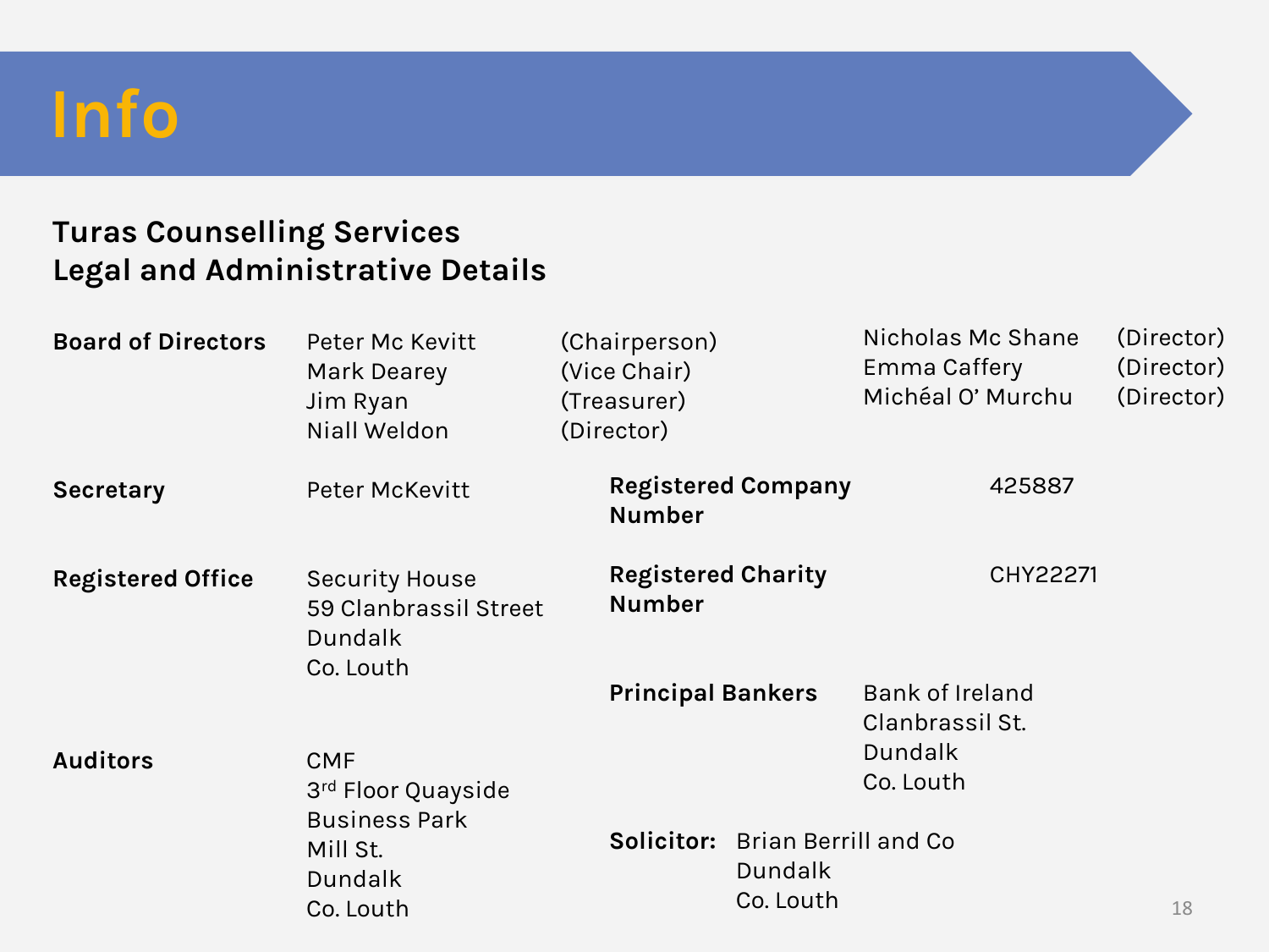# Info

## Turas Counselling Services
## Legal and Administrative Details

**Board of Directors**

| Name | Role |
| --- | --- |
| Peter Mc Kevitt | (Chairperson) |
| Mark Dearey | (Vice Chair) |
| Jim Ryan | (Treasurer) |
| Niall Weldon | (Director) |
| Nicholas Mc Shane | (Director) |
| Emma Caffery | (Director) |
| Michéal O' Murchu | (Director) |

**Secretary**
Peter McKevitt

**Registered Company Number**
425887

**Registered Office**
Security House
59 Clanbrassil Street
Dundalk
Co. Louth

**Registered Charity Number**
CHY22271

**Principal Bankers**
Bank of Ireland
Clanbrassil St.
Dundalk
Co. Louth

**Auditors**
CMF
3rd Floor Quayside
Business Park
Mill St.
Dundalk
Co. Louth

**Solicitor:**
Brian Berrill and Co
Dundalk
Co. Louth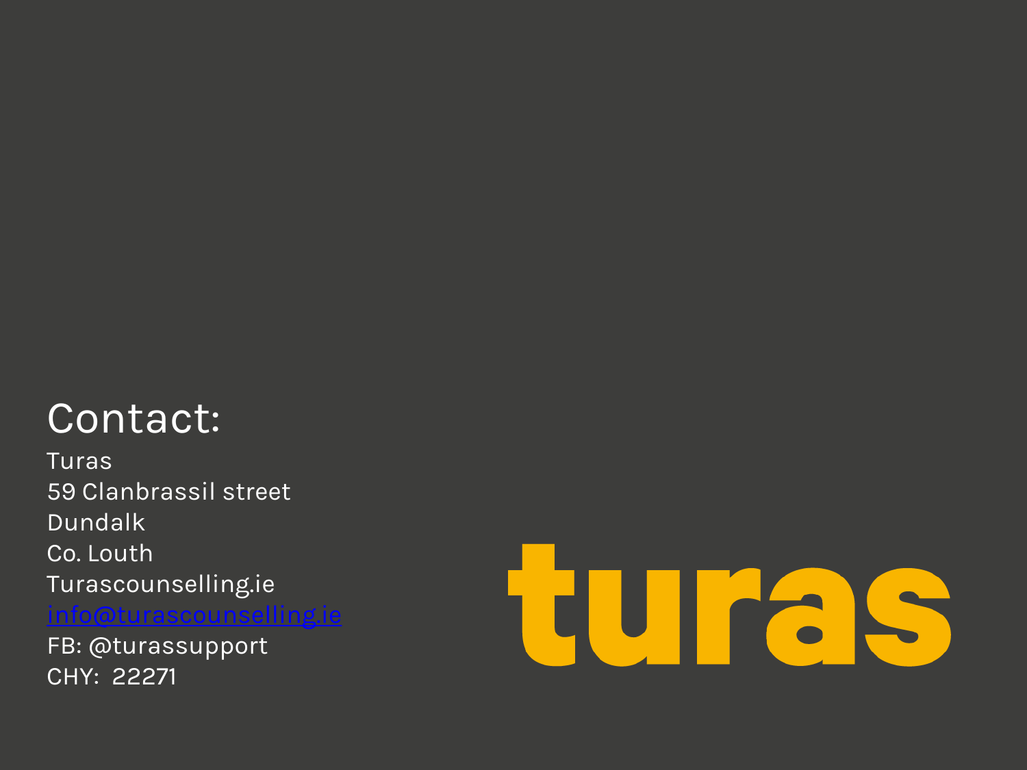# Contact:

Turas
59 Clanbrassil street
Dundalk
Co. Louth
Turascounselling.ie
info@turascounselling.ie
FB: @turassupport
CHY: 22271

turas